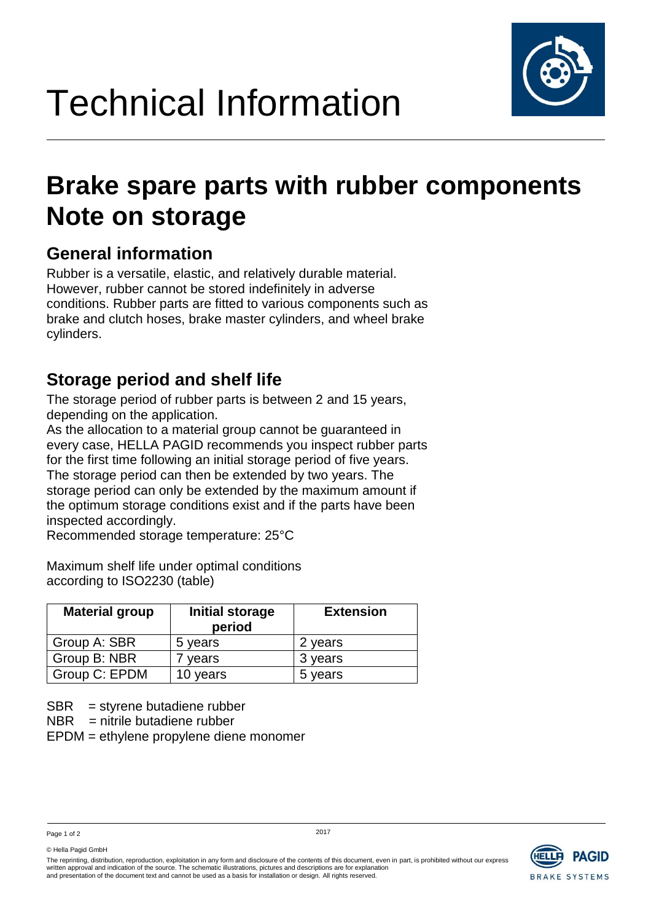# Technical Information

# Brake spare parts with rubber components Note on storage

## General information

Rubber is a versatile, elastic, and relatively durable material. However, rubber cannot be stored indefinitely in adverse conditions. Rubber parts are fitted to various components such as brake and clutch hoses, brake master cylinders, and wheel brake cylinders.

## Storage period and shelf life

The storage period of rubber parts is between 2 and 15 years, depending on the application.
As the allocation to a material group cannot be guaranteed in every case, HELLA PAGID recommends you inspect rubber parts for the first time following an initial storage period of five years. The storage period can then be extended by two years. The storage period can only be extended by the maximum amount if the optimum storage conditions exist and if the parts have been inspected accordingly.
Recommended storage temperature: 25°C

Maximum shelf life under optimal conditions according to ISO2230 (table)

| Material group | Initial storage period | Extension |
|---|---|---|
| Group A: SBR | 5 years | 2 years |
| Group B: NBR | 7 years | 3 years |
| Group C: EPDM | 10 years | 5 years |

SBR = styrene butadiene rubber
NBR = nitrile butadiene rubber
EPDM = ethylene propylene diene monomer

2017

© Hella Pagid GmbH

The reprinting, distribution, reproduction, exploitation in any form and disclosure of the contents of this document, even in part, is prohibited without our express written approval and indication of the source. The schematic illustrations, pictures and descriptions are for explanation and presentation of the document text and cannot be used as a basis for installation or design. All rights reserved.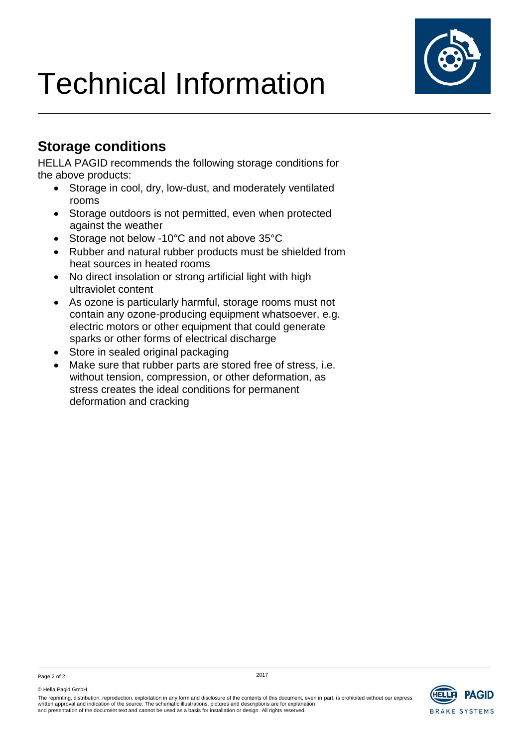# Technical Information

## Storage conditions

HELLA PAGID recommends the following storage conditions for the above products:

- Storage in cool, dry, low-dust, and moderately ventilated rooms
- Storage outdoors is not permitted, even when protected against the weather
- Storage not below -10°C and not above 35°C
- Rubber and natural rubber products must be shielded from heat sources in heated rooms
- No direct insolation or strong artificial light with high ultraviolet content
- As ozone is particularly harmful, storage rooms must not contain any ozone-producing equipment whatsoever, e.g. electric motors or other equipment that could generate sparks or other forms of electrical discharge
- Store in sealed original packaging
- Make sure that rubber parts are stored free of stress, i.e. without tension, compression, or other deformation, as stress creates the ideal conditions for permanent deformation and cracking

2017

© Hella Pagid GmbH

The reprinting, distribution, reproduction, exploitation in any form and disclosure of the contents of this document, even in part, is prohibited without our express written approval and indication of the source. The schematic illustrations, pictures and descriptions are for explanation and presentation of the document text and cannot be used as a basis for installation or design. All rights reserved.